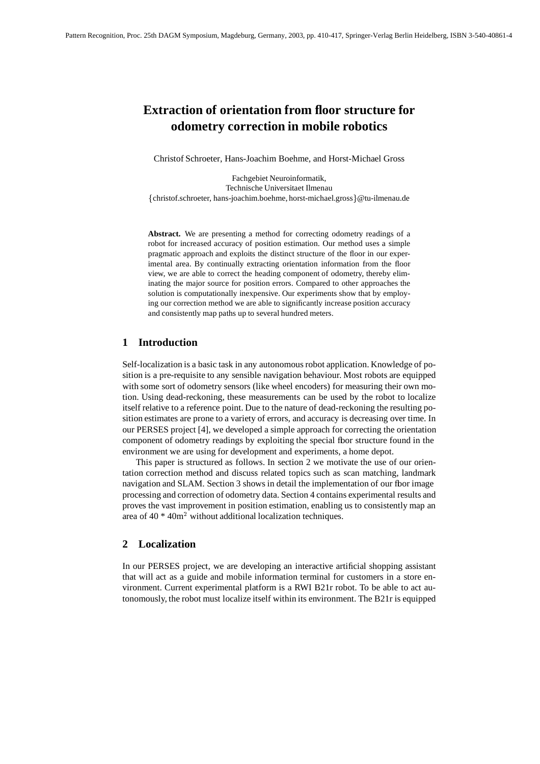# Extraction of orientation from floor structure for odometry correction in mobile robotics

Christof Schroeter, Hans-Joachim Boehme, and Horst-Michael Gross

Fachgebiet Neuroinformatik,
Technische Universitaet Ilmenau
{christof.schroeter, hans-joachim.boehme, horst-michael.gross}@tu-ilmenau.de

**Abstract.** We are presenting a method for correcting odometry readings of a robot for increased accuracy of position estimation. Our method uses a simple pragmatic approach and exploits the distinct structure of the floor in our experimental area. By continually extracting orientation information from the floor view, we are able to correct the heading component of odometry, thereby eliminating the major source for position errors. Compared to other approaches the solution is computationally inexpensive. Our experiments show that by employing our correction method we are able to significantly increase position accuracy and consistently map paths up to several hundred meters.

## 1 Introduction

Self-localization is a basic task in any autonomous robot application. Knowledge of position is a pre-requisite to any sensible navigation behaviour. Most robots are equipped with some sort of odometry sensors (like wheel encoders) for measuring their own motion. Using dead-reckoning, these measurements can be used by the robot to localize itself relative to a reference point. Due to the nature of dead-reckoning the resulting position estimates are prone to a variety of errors, and accuracy is decreasing over time. In our PERSES project [4], we developed a simple approach for correcting the orientation component of odometry readings by exploiting the special floor structure found in the environment we are using for development and experiments, a home depot.

This paper is structured as follows. In section 2 we motivate the use of our orientation correction method and discuss related topics such as scan matching, landmark navigation and SLAM. Section 3 shows in detail the implementation of our floor image processing and correction of odometry data. Section 4 contains experimental results and proves the vast improvement in position estimation, enabling us to consistently map an area of 40 * 40m$^2$ without additional localization techniques.

## 2 Localization

In our PERSES project, we are developing an interactive artificial shopping assistant that will act as a guide and mobile information terminal for customers in a store environment. Current experimental platform is a RWI B21r robot. To be able to act autonomously, the robot must localize itself within its environment. The B21r is equipped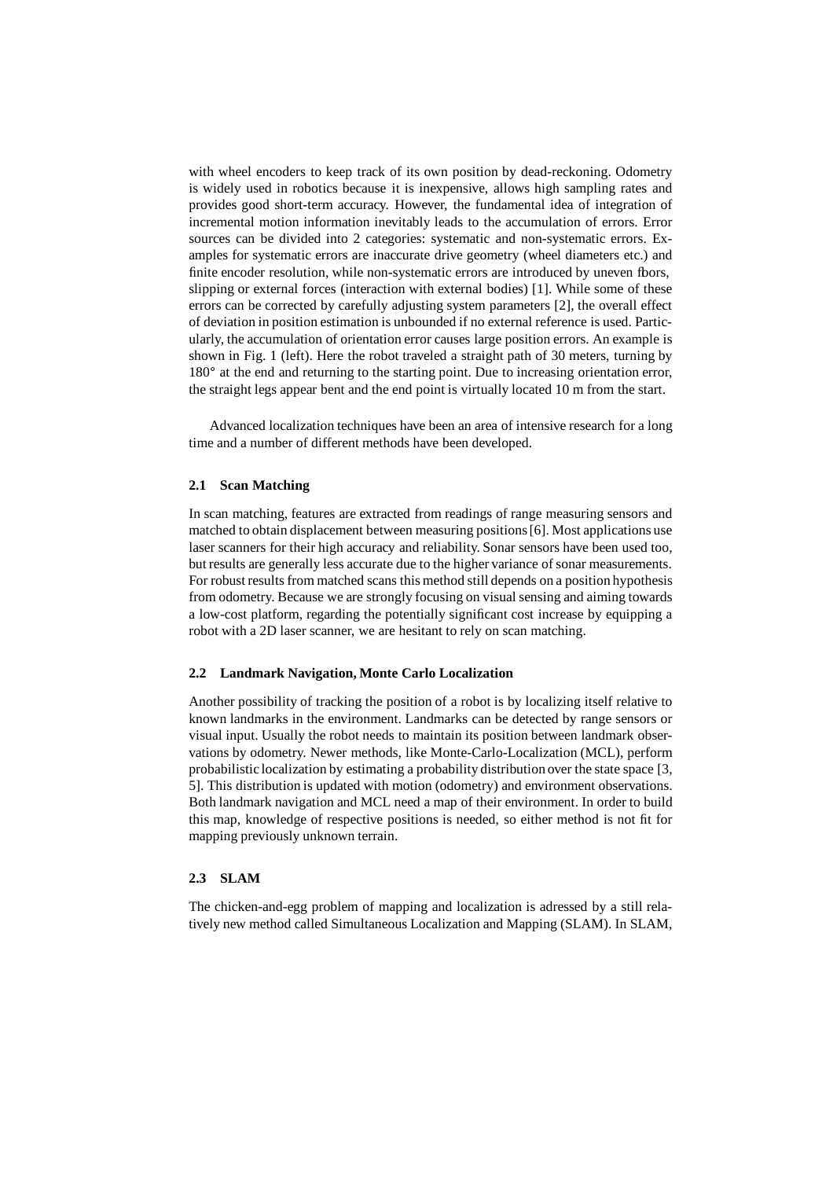with wheel encoders to keep track of its own position by dead-reckoning. Odometry is widely used in robotics because it is inexpensive, allows high sampling rates and provides good short-term accuracy. However, the fundamental idea of integration of incremental motion information inevitably leads to the accumulation of errors. Error sources can be divided into 2 categories: systematic and non-systematic errors. Examples for systematic errors are inaccurate drive geometry (wheel diameters etc.) and finite encoder resolution, while non-systematic errors are introduced by uneven floors, slipping or external forces (interaction with external bodies) [1]. While some of these errors can be corrected by carefully adjusting system parameters [2], the overall effect of deviation in position estimation is unbounded if no external reference is used. Particularly, the accumulation of orientation error causes large position errors. An example is shown in Fig. 1 (left). Here the robot traveled a straight path of 30 meters, turning by 180° at the end and returning to the starting point. Due to increasing orientation error, the straight legs appear bent and the end point is virtually located 10 m from the start.

Advanced localization techniques have been an area of intensive research for a long time and a number of different methods have been developed.

### 2.1 Scan Matching

In scan matching, features are extracted from readings of range measuring sensors and matched to obtain displacement between measuring positions [6]. Most applications use laser scanners for their high accuracy and reliability. Sonar sensors have been used too, but results are generally less accurate due to the higher variance of sonar measurements. For robust results from matched scans this method still depends on a position hypothesis from odometry. Because we are strongly focusing on visual sensing and aiming towards a low-cost platform, regarding the potentially significant cost increase by equipping a robot with a 2D laser scanner, we are hesitant to rely on scan matching.

### 2.2 Landmark Navigation, Monte Carlo Localization

Another possibility of tracking the position of a robot is by localizing itself relative to known landmarks in the environment. Landmarks can be detected by range sensors or visual input. Usually the robot needs to maintain its position between landmark observations by odometry. Newer methods, like Monte-Carlo-Localization (MCL), perform probabilistic localization by estimating a probability distribution over the state space [3, 5]. This distribution is updated with motion (odometry) and environment observations. Both landmark navigation and MCL need a map of their environment. In order to build this map, knowledge of respective positions is needed, so either method is not fit for mapping previously unknown terrain.

### 2.3 SLAM

The chicken-and-egg problem of mapping and localization is adressed by a still relatively new method called Simultaneous Localization and Mapping (SLAM). In SLAM,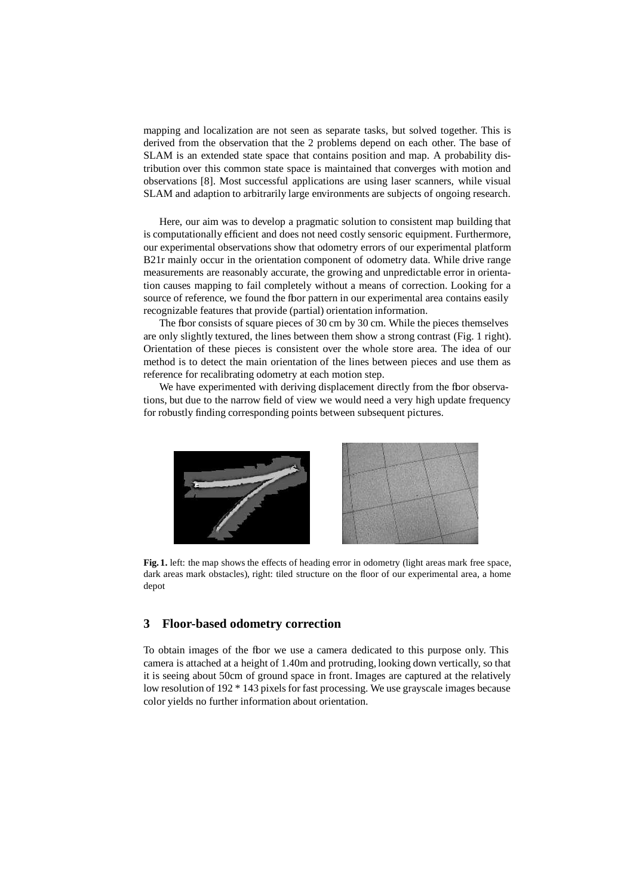mapping and localization are not seen as separate tasks, but solved together. This is derived from the observation that the 2 problems depend on each other. The base of SLAM is an extended state space that contains position and map. A probability distribution over this common state space is maintained that converges with motion and observations [8]. Most successful applications are using laser scanners, while visual SLAM and adaption to arbitrarily large environments are subjects of ongoing research.

Here, our aim was to develop a pragmatic solution to consistent map building that is computationally efficient and does not need costly sensoric equipment. Furthermore, our experimental observations show that odometry errors of our experimental platform B21r mainly occur in the orientation component of odometry data. While drive range measurements are reasonably accurate, the growing and unpredictable error in orientation causes mapping to fail completely without a means of correction. Looking for a source of reference, we found the floor pattern in our experimental area contains easily recognizable features that provide (partial) orientation information.

The floor consists of square pieces of 30 cm by 30 cm. While the pieces themselves are only slightly textured, the lines between them show a strong contrast (Fig. 1 right). Orientation of these pieces is consistent over the whole store area. The idea of our method is to detect the main orientation of the lines between pieces and use them as reference for recalibrating odometry at each motion step.

We have experimented with deriving displacement directly from the floor observations, but due to the narrow field of view we would need a very high update frequency for robustly finding corresponding points between subsequent pictures.

**Fig. 1.** left: the map shows the effects of heading error in odometry (light areas mark free space, dark areas mark obstacles), right: tiled structure on the floor of our experimental area, a home depot

## 3 Floor-based odometry correction

To obtain images of the floor we use a camera dedicated to this purpose only. This camera is attached at a height of 1.40m and protruding, looking down vertically, so that it is seeing about 50cm of ground space in front. Images are captured at the relatively low resolution of 192 * 143 pixels for fast processing. We use grayscale images because color yields no further information about orientation.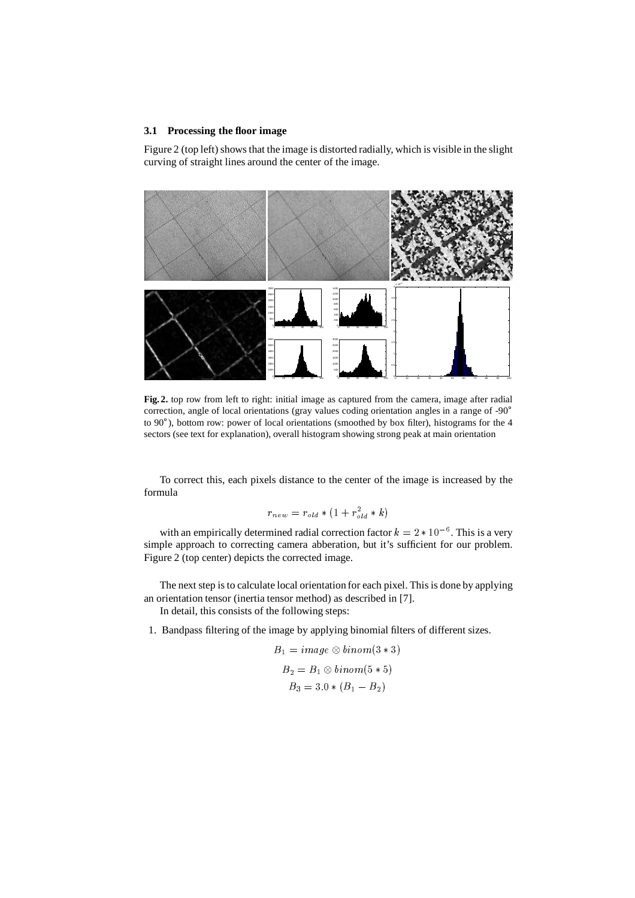### 3.1 Processing the floor image

Figure 2 (top left) shows that the image is distorted radially, which is visible in the slight curving of straight lines around the center of the image.

**Fig. 2.** top row from left to right: initial image as captured from the camera, image after radial correction, angle of local orientations (gray values coding orientation angles in a range of -90° to 90°), bottom row: power of local orientations (smoothed by box filter), histograms for the 4 sectors (see text for explanation), overall histogram showing strong peak at main orientation

To correct this, each pixels distance to the center of the image is increased by the formula

$$r_{new} = r_{old} * (1 + r_{old}^2 * k)$$

with an empirically determined radial correction factor $k = 2 * 10^{-6}$. This is a very simple approach to correcting camera abberation, but it's sufficient for our problem. Figure 2 (top center) depicts the corrected image.

The next step is to calculate local orientation for each pixel. This is done by applying an orientation tensor (inertia tensor method) as described in [7].

In detail, this consists of the following steps:

1. Bandpass filtering of the image by applying binomial filters of different sizes.

$$B_1 = image \otimes binom(3 * 3)$$

$$B_2 = B_1 \otimes binom(5 * 5)$$

$$B_3 = 3.0 * (B_1 - B_2)$$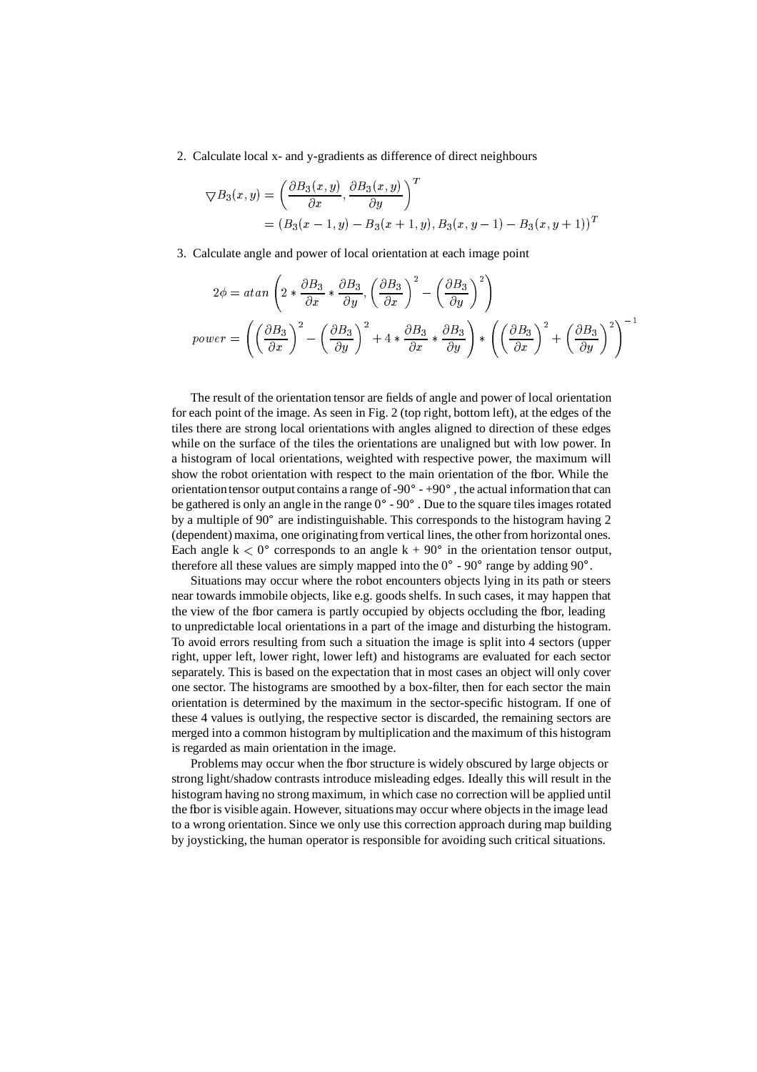2. Calculate local x- and y-gradients as difference of direct neighbours

$$
\begin{aligned}
\bigtriangledown B_3(x,y) &= \left(\frac{\partial B_3(x,y)}{\partial x}, \frac{\partial B_3(x,y)}{\partial y}\right)^T \\
&= (B_3(x-1,y) - B_3(x+1,y), B_3(x,y-1) - B_3(x,y+1))^T
\end{aligned}
$$

3. Calculate angle and power of local orientation at each image point

$$
2\phi = atan\left(2 * \frac{\partial B_3}{\partial x} * \frac{\partial B_3}{\partial y}, \left(\frac{\partial B_3}{\partial x}\right)^2 - \left(\frac{\partial B_3}{\partial y}\right)^2\right)
$$

$$
power = \left(\left(\frac{\partial B_3}{\partial x}\right)^2 - \left(\frac{\partial B_3}{\partial y}\right)^2 + 4 * \frac{\partial B_3}{\partial x} * \frac{\partial B_3}{\partial y}\right) * \left(\left(\frac{\partial B_3}{\partial x}\right)^2 + \left(\frac{\partial B_3}{\partial y}\right)^2\right)^{-1}
$$

The result of the orientation tensor are fields of angle and power of local orientation for each point of the image. As seen in Fig. 2 (top right, bottom left), at the edges of the tiles there are strong local orientations with angles aligned to direction of these edges while on the surface of the tiles the orientations are unaligned but with low power. In a histogram of local orientations, weighted with respective power, the maximum will show the robot orientation with respect to the main orientation of the floor. While the orientation tensor output contains a range of -90° - +90° , the actual information that can be gathered is only an angle in the range 0° - 90° . Due to the square tiles images rotated by a multiple of 90° are indistinguishable. This corresponds to the histogram having 2 (dependent) maxima, one originating from vertical lines, the other from horizontal ones. Each angle $k < 0°$ corresponds to an angle $k + 90°$ in the orientation tensor output, therefore all these values are simply mapped into the 0° - 90° range by adding 90°.

Situations may occur where the robot encounters objects lying in its path or steers near towards immobile objects, like e.g. goods shelfs. In such cases, it may happen that the view of the floor camera is partly occupied by objects occluding the floor, leading to unpredictable local orientations in a part of the image and disturbing the histogram. To avoid errors resulting from such a situation the image is split into 4 sectors (upper right, upper left, lower right, lower left) and histograms are evaluated for each sector separately. This is based on the expectation that in most cases an object will only cover one sector. The histograms are smoothed by a box-filter, then for each sector the main orientation is determined by the maximum in the sector-specific histogram. If one of these 4 values is outlying, the respective sector is discarded, the remaining sectors are merged into a common histogram by multiplication and the maximum of this histogram is regarded as main orientation in the image.

Problems may occur when the floor structure is widely obscured by large objects or strong light/shadow contrasts introduce misleading edges. Ideally this will result in the histogram having no strong maximum, in which case no correction will be applied until the floor is visible again. However, situations may occur where objects in the image lead to a wrong orientation. Since we only use this correction approach during map building by joysticking, the human operator is responsible for avoiding such critical situations.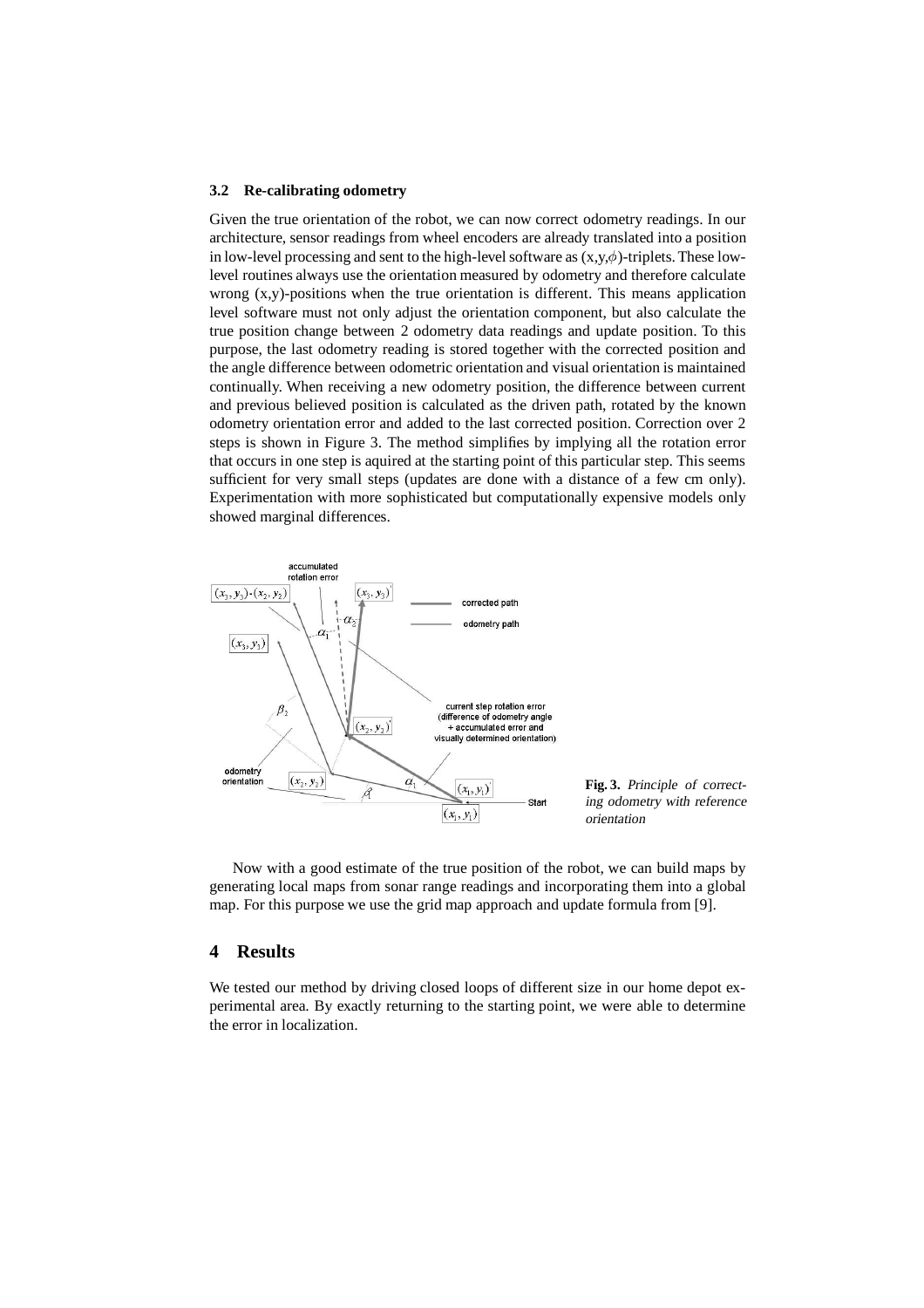### 3.2 Re-calibrating odometry

Given the true orientation of the robot, we can now correct odometry readings. In our architecture, sensor readings from wheel encoders are already translated into a position in low-level processing and sent to the high-level software as (x,y,$\phi$)-triplets. These low-level routines always use the orientation measured by odometry and therefore calculate wrong (x,y)-positions when the true orientation is different. This means application level software must not only adjust the orientation component, but also calculate the true position change between 2 odometry data readings and update position. To this purpose, the last odometry reading is stored together with the corrected position and the angle difference between odometric orientation and visual orientation is maintained continually. When receiving a new odometry position, the difference between current and previous believed position is calculated as the driven path, rotated by the known odometry orientation error and added to the last corrected position. Correction over 2 steps is shown in Figure 3. The method simplifies by implying all the rotation error that occurs in one step is aquired at the starting point of this particular step. This seems sufficient for very small steps (updates are done with a distance of a few cm only). Experimentation with more sophisticated but computationally expensive models only showed marginal differences.

accumulated rotation error
$(x_3, y_3) - (x_2, y_2)$
$(x_3, y_3)'$
$\alpha_1$
$\alpha_2$
corrected path
odometry path
$(x_3, y_3)$
$\beta_2$
$(x_2, y_2)'$
current step rotation error (difference of odometry angle + accumulated error and visually determined orientation)
odometry orientation
$(x_2, y_2)$
$\beta_1$
$\alpha_1$
$(x_1, y_1)'$
Start
$(x_1, y_1)$

**Fig. 3.** *Principle of correcting odometry with reference orientation*

Now with a good estimate of the true position of the robot, we can build maps by generating local maps from sonar range readings and incorporating them into a global map. For this purpose we use the grid map approach and update formula from [9].

## 4 Results

We tested our method by driving closed loops of different size in our home depot experimental area. By exactly returning to the starting point, we were able to determine the error in localization.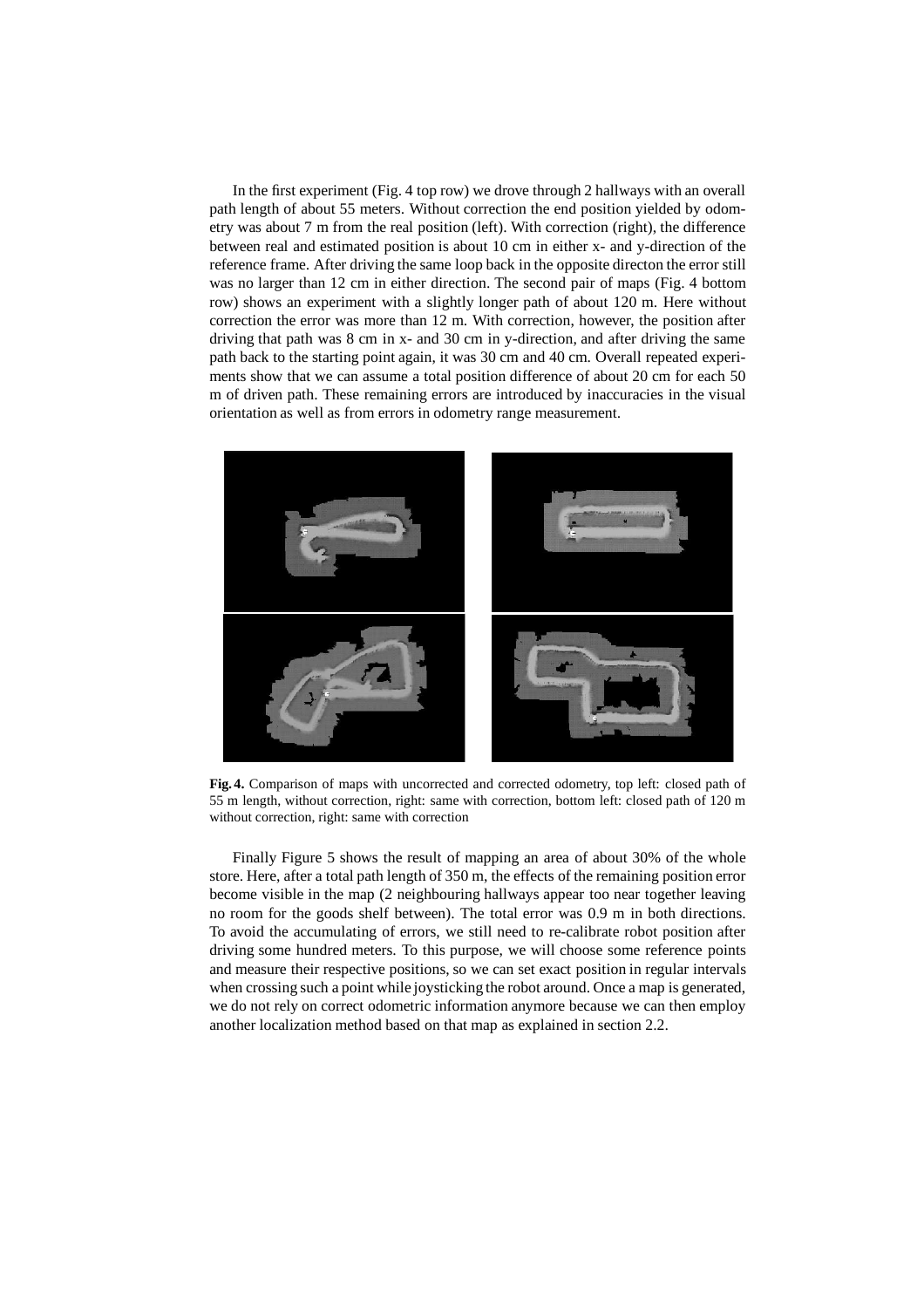In the first experiment (Fig. 4 top row) we drove through 2 hallways with an overall path length of about 55 meters. Without correction the end position yielded by odometry was about 7 m from the real position (left). With correction (right), the difference between real and estimated position is about 10 cm in either x- and y-direction of the reference frame. After driving the same loop back in the opposite directon the error still was no larger than 12 cm in either direction. The second pair of maps (Fig. 4 bottom row) shows an experiment with a slightly longer path of about 120 m. Here without correction the error was more than 12 m. With correction, however, the position after driving that path was 8 cm in x- and 30 cm in y-direction, and after driving the same path back to the starting point again, it was 30 cm and 40 cm. Overall repeated experiments show that we can assume a total position difference of about 20 cm for each 50 m of driven path. These remaining errors are introduced by inaccuracies in the visual orientation as well as from errors in odometry range measurement.

**Fig. 4.** Comparison of maps with uncorrected and corrected odometry, top left: closed path of 55 m length, without correction, right: same with correction, bottom left: closed path of 120 m without correction, right: same with correction

Finally Figure 5 shows the result of mapping an area of about 30% of the whole store. Here, after a total path length of 350 m, the effects of the remaining position error become visible in the map (2 neighbouring hallways appear too near together leaving no room for the goods shelf between). The total error was 0.9 m in both directions. To avoid the accumulating of errors, we still need to re-calibrate robot position after driving some hundred meters. To this purpose, we will choose some reference points and measure their respective positions, so we can set exact position in regular intervals when crossing such a point while joysticking the robot around. Once a map is generated, we do not rely on correct odometric information anymore because we can then employ another localization method based on that map as explained in section 2.2.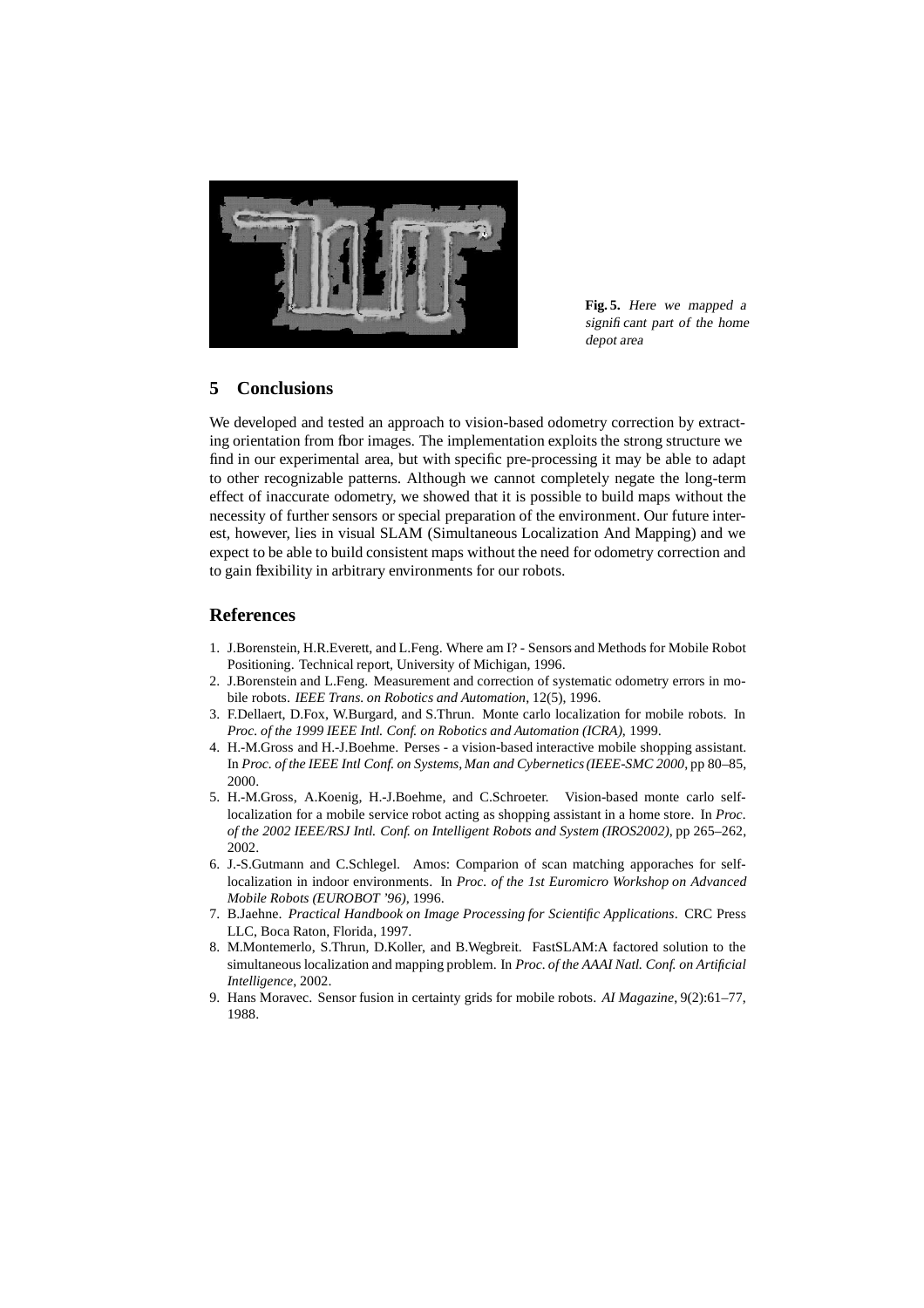**Fig. 5.** *Here we mapped a significant part of the home depot area*

## 5 Conclusions

We developed and tested an approach to vision-based odometry correction by extracting orientation from floor images. The implementation exploits the strong structure we find in our experimental area, but with specific pre-processing it may be able to adapt to other recognizable patterns. Although we cannot completely negate the long-term effect of inaccurate odometry, we showed that it is possible to build maps without the necessity of further sensors or special preparation of the environment. Our future interest, however, lies in visual SLAM (Simultaneous Localization And Mapping) and we expect to be able to build consistent maps without the need for odometry correction and to gain flexibility in arbitrary environments for our robots.

## References

1. J.Borenstein, H.R.Everett, and L.Feng. Where am I? - Sensors and Methods for Mobile Robot Positioning. Technical report, University of Michigan, 1996.
2. J.Borenstein and L.Feng. Measurement and correction of systematic odometry errors in mobile robots. *IEEE Trans. on Robotics and Automation*, 12(5), 1996.
3. F.Dellaert, D.Fox, W.Burgard, and S.Thrun. Monte carlo localization for mobile robots. In *Proc. of the 1999 IEEE Intl. Conf. on Robotics and Automation (ICRA)*, 1999.
4. H.-M.Gross and H.-J.Boehme. Perses - a vision-based interactive mobile shopping assistant. In *Proc. of the IEEE Intl Conf. on Systems, Man and Cybernetics (IEEE-SMC 2000*, pp 80–85, 2000.
5. H.-M.Gross, A.Koenig, H.-J.Boehme, and C.Schroeter. Vision-based monte carlo self-localization for a mobile service robot acting as shopping assistant in a home store. In *Proc. of the 2002 IEEE/RSJ Intl. Conf. on Intelligent Robots and System (IROS2002)*, pp 265–262, 2002.
6. J.-S.Gutmann and C.Schlegel. Amos: Comparion of scan matching apporaches for self-localization in indoor environments. In *Proc. of the 1st Euromicro Workshop on Advanced Mobile Robots (EUROBOT '96)*, 1996.
7. B.Jaehne. *Practical Handbook on Image Processing for Scientific Applications*. CRC Press LLC, Boca Raton, Florida, 1997.
8. M.Montemerlo, S.Thrun, D.Koller, and B.Wegbreit. FastSLAM:A factored solution to the simultaneous localization and mapping problem. In *Proc. of the AAAI Natl. Conf. on Artificial Intelligence*, 2002.
9. Hans Moravec. Sensor fusion in certainty grids for mobile robots. *AI Magazine*, 9(2):61–77, 1988.